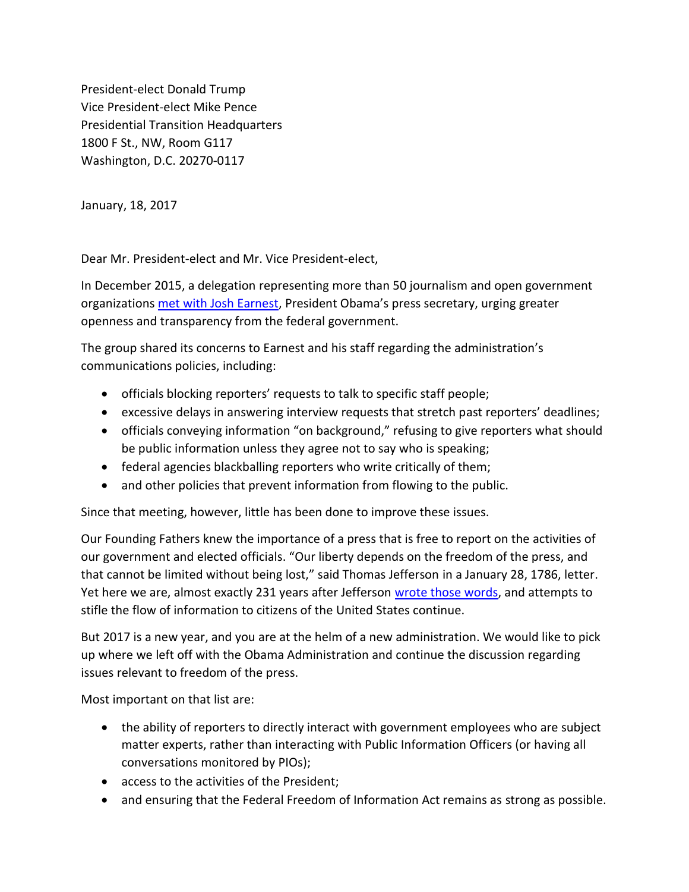President-elect Donald Trump
Vice President-elect Mike Pence
Presidential Transition Headquarters
1800 F St., NW, Room G117
Washington, D.C. 20270-0117

January, 18, 2017

Dear Mr. President-elect and Mr. Vice President-elect,

In December 2015, a delegation representing more than 50 journalism and open government organizations met with Josh Earnest, President Obama's press secretary, urging greater openness and transparency from the federal government.

The group shared its concerns to Earnest and his staff regarding the administration's communications policies, including:

- officials blocking reporters' requests to talk to specific staff people;
- excessive delays in answering interview requests that stretch past reporters' deadlines;
- officials conveying information "on background," refusing to give reporters what should be public information unless they agree not to say who is speaking;
- federal agencies blackballing reporters who write critically of them;
- and other policies that prevent information from flowing to the public.

Since that meeting, however, little has been done to improve these issues.

Our Founding Fathers knew the importance of a press that is free to report on the activities of our government and elected officials. "Our liberty depends on the freedom of the press, and that cannot be limited without being lost," said Thomas Jefferson in a January 28, 1786, letter. Yet here we are, almost exactly 231 years after Jefferson wrote those words, and attempts to stifle the flow of information to citizens of the United States continue.

But 2017 is a new year, and you are at the helm of a new administration. We would like to pick up where we left off with the Obama Administration and continue the discussion regarding issues relevant to freedom of the press.

Most important on that list are:

- the ability of reporters to directly interact with government employees who are subject matter experts, rather than interacting with Public Information Officers (or having all conversations monitored by PIOs);
- access to the activities of the President;
- and ensuring that the Federal Freedom of Information Act remains as strong as possible.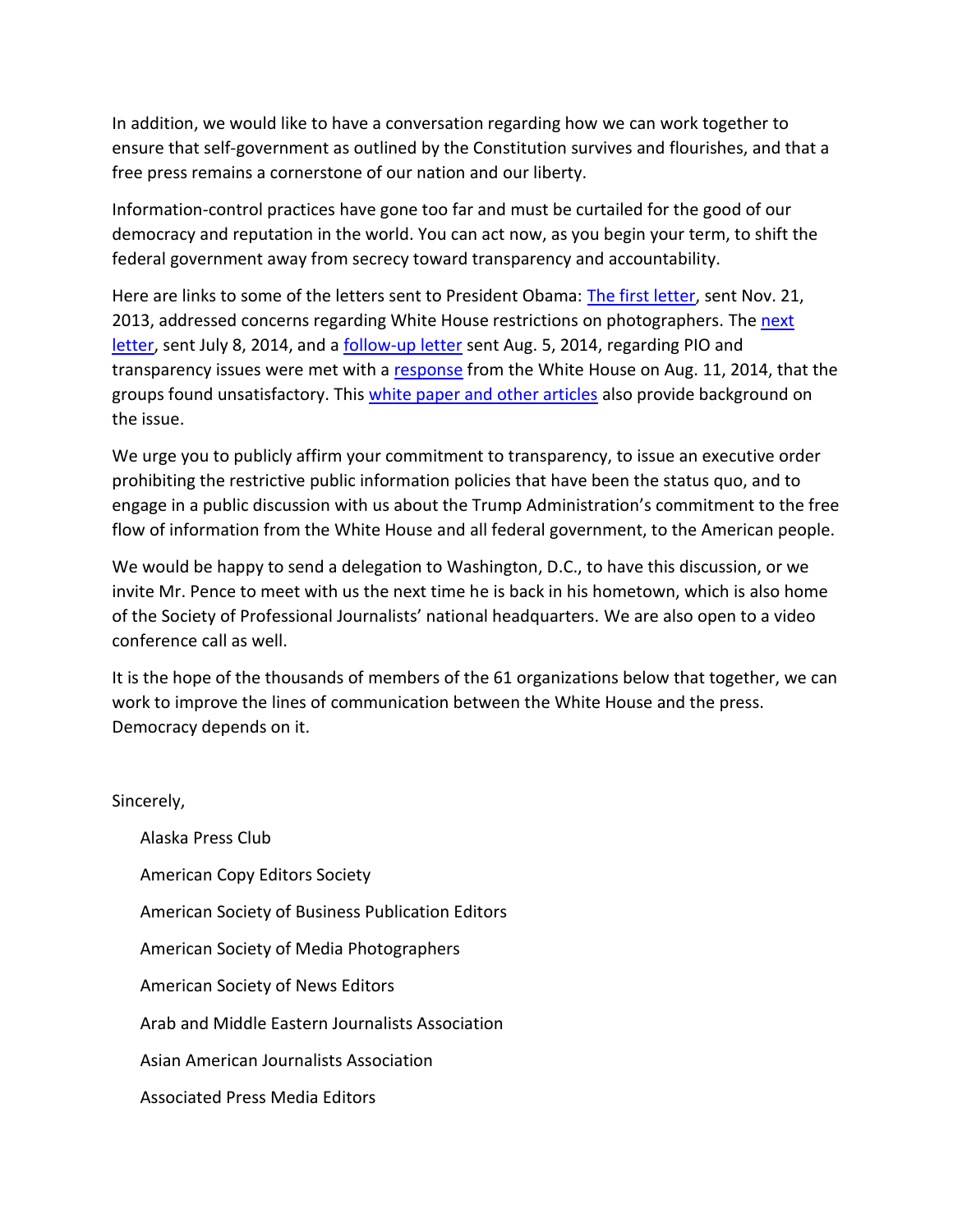In addition, we would like to have a conversation regarding how we can work together to ensure that self-government as outlined by the Constitution survives and flourishes, and that a free press remains a cornerstone of our nation and our liberty.

Information-control practices have gone too far and must be curtailed for the good of our democracy and reputation in the world. You can act now, as you begin your term, to shift the federal government away from secrecy toward transparency and accountability.

Here are links to some of the letters sent to President Obama: The first letter, sent Nov. 21, 2013, addressed concerns regarding White House restrictions on photographers. The next letter, sent July 8, 2014, and a follow-up letter sent Aug. 5, 2014, regarding PIO and transparency issues were met with a response from the White House on Aug. 11, 2014, that the groups found unsatisfactory. This white paper and other articles also provide background on the issue.

We urge you to publicly affirm your commitment to transparency, to issue an executive order prohibiting the restrictive public information policies that have been the status quo, and to engage in a public discussion with us about the Trump Administration's commitment to the free flow of information from the White House and all federal government, to the American people.

We would be happy to send a delegation to Washington, D.C., to have this discussion, or we invite Mr. Pence to meet with us the next time he is back in his hometown, which is also home of the Society of Professional Journalists' national headquarters. We are also open to a video conference call as well.

It is the hope of the thousands of members of the 61 organizations below that together, we can work to improve the lines of communication between the White House and the press. Democracy depends on it.

Sincerely,

Alaska Press Club

American Copy Editors Society

American Society of Business Publication Editors

American Society of Media Photographers

American Society of News Editors

Arab and Middle Eastern Journalists Association

Asian American Journalists Association

Associated Press Media Editors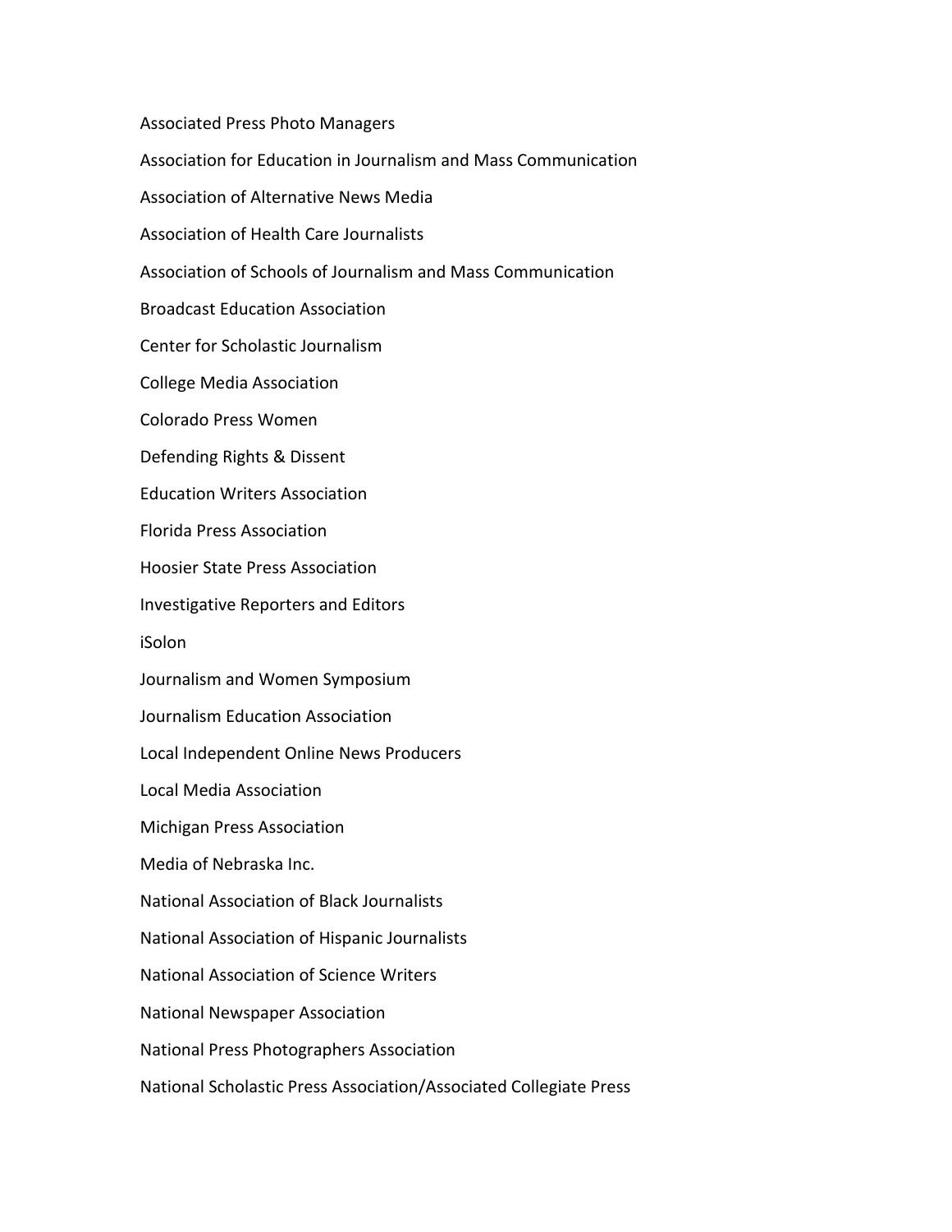Associated Press Photo Managers

Association for Education in Journalism and Mass Communication

Association of Alternative News Media

Association of Health Care Journalists

Association of Schools of Journalism and Mass Communication

Broadcast Education Association

Center for Scholastic Journalism

College Media Association

Colorado Press Women

Defending Rights & Dissent

Education Writers Association

Florida Press Association

Hoosier State Press Association

Investigative Reporters and Editors

iSolon

Journalism and Women Symposium

Journalism Education Association

Local Independent Online News Producers

Local Media Association

Michigan Press Association

Media of Nebraska Inc.

National Association of Black Journalists

National Association of Hispanic Journalists

National Association of Science Writers

National Newspaper Association

National Press Photographers Association

National Scholastic Press Association/Associated Collegiate Press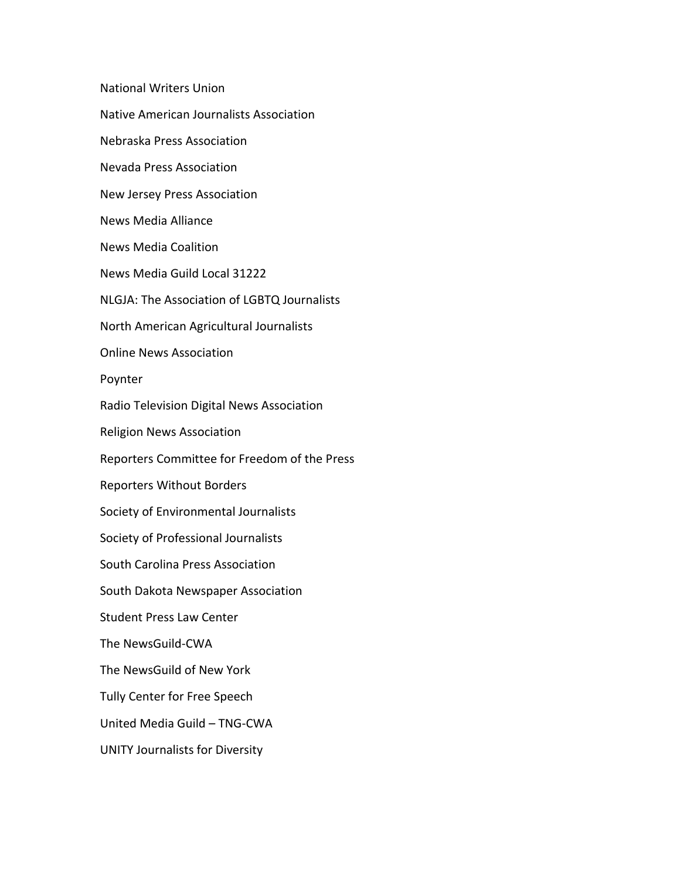National Writers Union

Native American Journalists Association

Nebraska Press Association

Nevada Press Association

New Jersey Press Association

News Media Alliance

News Media Coalition

News Media Guild Local 31222

NLGJA: The Association of LGBTQ Journalists

North American Agricultural Journalists

Online News Association

Poynter

Radio Television Digital News Association

Religion News Association

Reporters Committee for Freedom of the Press

Reporters Without Borders

Society of Environmental Journalists

Society of Professional Journalists

South Carolina Press Association

South Dakota Newspaper Association

Student Press Law Center

The NewsGuild-CWA

The NewsGuild of New York

Tully Center for Free Speech

United Media Guild – TNG-CWA

UNITY Journalists for Diversity